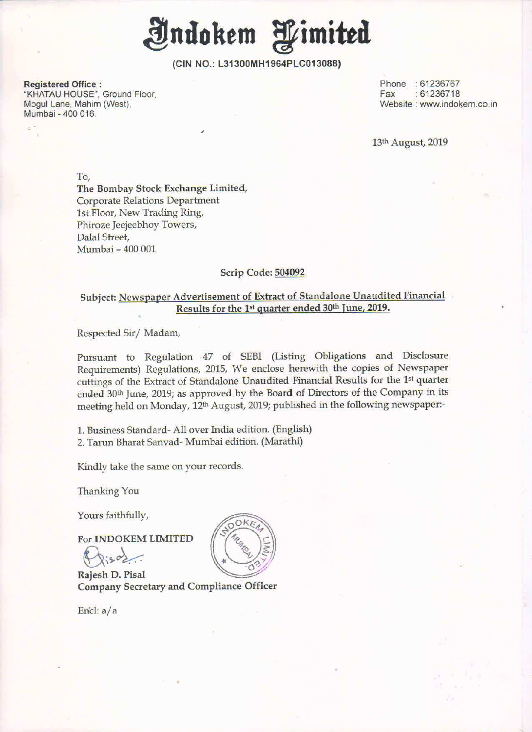# Indokem Limited

**(CIN NO.: L31300MH1964PLC013088)**

**Registered Office :**
"KHATAU HOUSE", Ground Floor,
Mogul Lane, Mahim (West),
Mumbai - 400 016.

Phone : 61236767
Fax : 61236718
Website : www.indokem.co.in

13th August, 2019

To,
**The Bombay Stock Exchange Limited,**
Corporate Relations Department
1st Floor, New Trading Ring,
Phiroze Jeejeebhoy Towers,
Dalal Street,
Mumbai – 400 001

**Scrip Code: 504092**

**Subject: Newspaper Advertisement of Extract of Standalone Unaudited Financial Results for the 1st quarter ended 30th June, 2019.**

Respected Sir/ Madam,

Pursuant to Regulation 47 of SEBI (Listing Obligations and Disclosure Requirements) Regulations, 2015, We enclose herewith the copies of Newspaper cuttings of the Extract of Standalone Unaudited Financial Results for the 1st quarter ended 30th June, 2019; as approved by the Board of Directors of the Company in its meeting held on Monday, 12th August, 2019; published in the following newspaper:-

1. Business Standard- All over India edition. (English)
2. Tarun Bharat Sanvad- Mumbai edition. (Marathi)

Kindly take the same on your records.

Thanking You

Yours faithfully,

**For INDOKEM LIMITED**

**Rajesh D. Pisal**
**Company Secretary and Compliance Officer**

Encl: a/a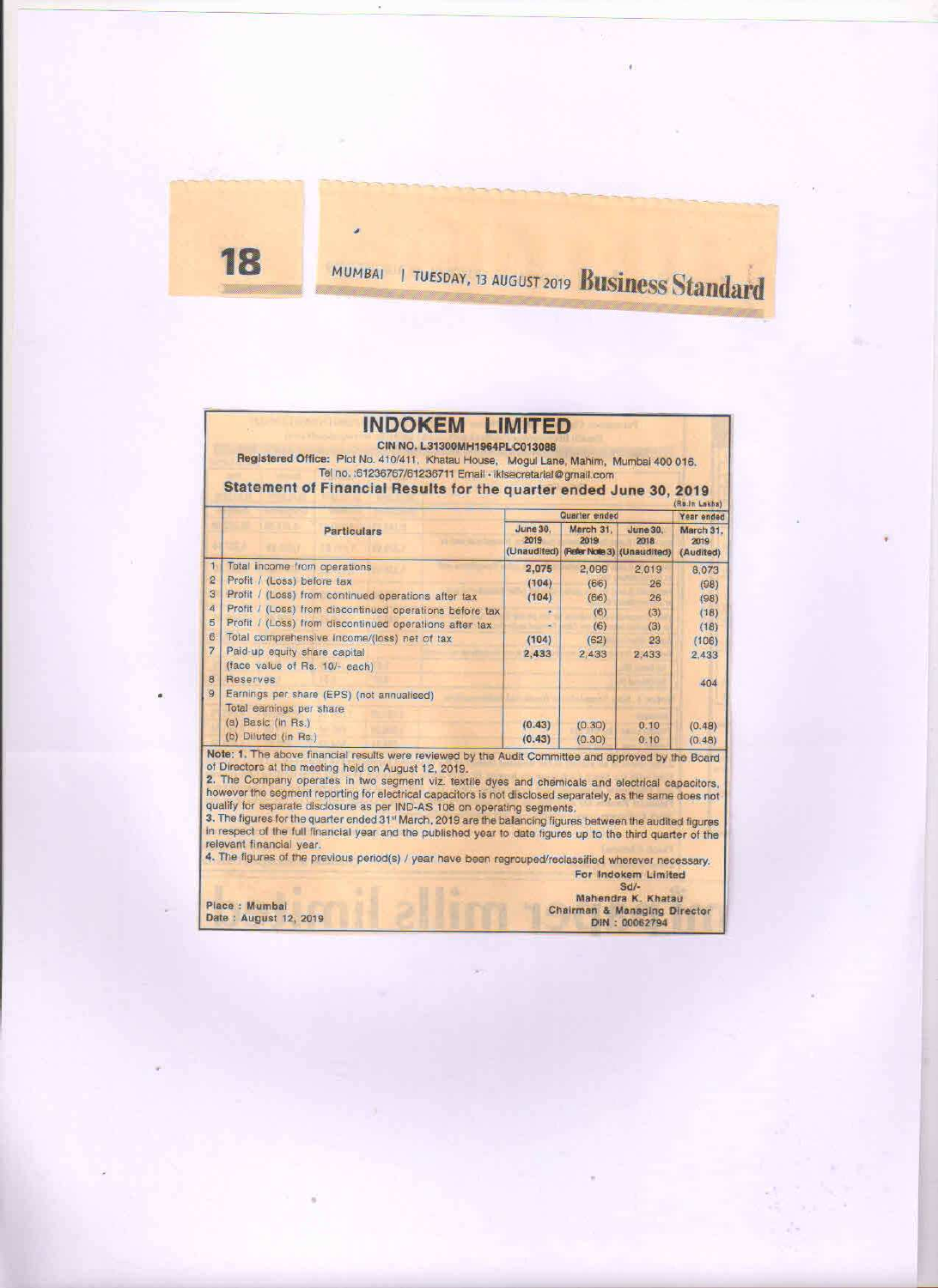MUMBAI | TUESDAY, 13 AUGUST 2019 Business Standard

# INDOKEM LIMITED

**CIN NO. L31300MH1964PLC013088**

**Registered Office:** Plot No. 410/411, Khatau House, Mogul Lane, Mahim, Mumbai 400 016.
Tel no. :61236767/61236711 Email - iklsecretarial@gmail.com

## Statement of Financial Results for the quarter ended June 30, 2019

(Rs.In Lakhs)

| | Particulars | Quarter ended | | | Year ended |
|---|---|---|---|---|---|
| | | June 30, 2019 (Unaudited) | March 31, 2019 (Refer Note 3) | June 30, 2018 (Unaudited) | March 31, 2019 (Audited) |
| 1 | Total income from operations | 2,075 | 2,099 | 2,019 | 8,073 |
| 2 | Profit / (Loss) before tax | (104) | (66) | 26 | (98) |
| 3 | Profit / (Loss) from continued operations after tax | (104) | (66) | 26 | (98) |
| 4 | Profit / (Loss) from discontinued operations before tax | - | (6) | (3) | (18) |
| 5 | Profit / (Loss) from discontinued operations after tax | - | (6) | (3) | (18) |
| 6 | Total comprehensive income/(loss) net of tax | (104) | (62) | 23 | (106) |
| 7 | Paid-up equity share capital (face value of Rs. 10/- each) | 2,433 | 2,433 | 2,433 | 2,433 |
| 8 | Reserves | | | | 404 |
| 9 | Earnings per share (EPS) (not annualised) Total earnings per share | | | | |
| | (a) Basic (in Rs.) | (0.43) | (0.30) | 0.10 | (0.48) |
| | (b) Diluted (in Rs.) | (0.43) | (0.30) | 0.10 | (0.48) |

**Note: 1.** The above financial results were reviewed by the Audit Committee and approved by the Board of Directors at the meeting held on August 12, 2019.

**2.** The Company operates in two segment viz. textile dyes and chemicals and electrical capacitors, however the segment reporting for electrical capacitors is not disclosed separately, as the same does not qualify for separate disclosure as per IND-AS 108 on operating segments.

**3.** The figures for the quarter ended 31st March, 2019 are the balancing figures between the audited figures in respect of the full financial year and the published year to date figures up to the third quarter of the relevant financial year.

**4.** The figures of the previous period(s) / year have been regrouped/reclassified wherever necessary.

**For Indokem Limited**
Sd/-
**Mahendra K. Khatau**
**Chairman & Managing Director**
**DIN : 00062794**

**Place : Mumbai**
**Date : August 12, 2019**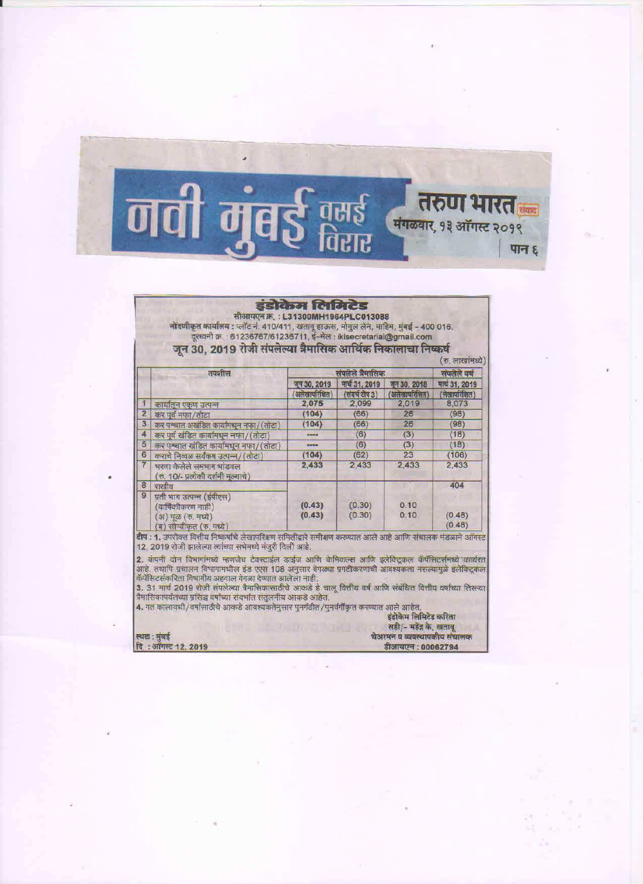नवी मुंबई वसई विरार

तरुण भारत संवाद

मंगळवार, १३ ऑगस्ट २०१९

पान ६

# इंडोकेम लिमिटेड

सीआयएन क्र. : L31300MH1964PLC013088

नोंदणीकृत कार्यालय : प्लॉट नं. 410/411, खतावू हाऊस, मोगुल लेन, माहिम, मुंबई - 400 016.

दूरध्वनी क्र. : 61236767/61236711, ई-मेल : iklsecretarial@gmail.com

## जून 30, 2019 रोजी संपलेल्या त्रैमासिक आर्थिक निकालाचा निष्कर्ष

(रु. लाखांमध्ये)

| | तपशील | संपलेले त्रैमासिक | | | संपलेले वर्ष |
|---|---|---|---|---|---|
| | | जून 30, 2019 | मार्च 31, 2019 | जून 30, 2018 | मार्च 31, 2019 |
| | | (अलेखापरिक्षित) | (संदर्भ टीप 3) | (अलेखापरिक्षित) | (लेखापरिक्षित) |
| 1 | कार्यातून एकूण उत्पन्न | 2,075 | 2,099 | 2,019 | 8,073 |
| 2 | कर पूर्व नफा/तोटा | (104) | (66) | 26 | (98) |
| 3 | कर पश्चात अखंडित कार्यामधून नफा/(तोटा) | (104) | (66) | 26 | (98) |
| 4 | कर पूर्व खंडित कार्यामधून नफा/(तोटा) | ---- | (6) | (3) | (18) |
| 5 | कर पश्चात खंडित कार्यामधून नफा/(तोटा) | ---- | (6) | (3) | (18) |
| 6 | कराचे निव्वळ सर्वंकष उत्पन्न/(तोटा) | (104) | (62) | 23 | (106) |
| 7 | भरणा केलेले समभाग भांडवल (रु. 10/- प्रत्येकी दर्शनी मूल्याचे) | 2,433 | 2,433 | 2,433 | 2,433 |
| 8 | राखीव | | | | 404 |
| 9 | प्रती भाग उत्पन्न (ईपीएस) (वार्षिकीकरण नाही) (अ) मूळ (रु. मध्ये) (ब) सौम्यीकृत (रु. मध्ये) | (0.43) (0.43) | (0.30) (0.30) | 0.10 0.10 | (0.48) (0.48) |

टीप : 1. उपरोक्त वित्तीय निष्कर्षांचे लेखापरिक्षण समितीद्वारे समीक्षण करण्यात आले आहे आणि संचालक मंडळाने ऑगस्ट 12, 2019 रोजी झालेल्या त्यांच्या सभेमध्ये मंजुरी दिली आहे.

2. कंपनी दोन विभागांमध्ये म्हणजेच टेक्सटाईल डाईज आणि केमिकल्स आणि इलेक्ट्रिकल कॅपॅसिटर्समध्ये कार्यरत आहे. तथापि प्रचालन विभागामधील इंड एएस 108 अनुसार वेगळ्या प्रगटीकरणाची आवश्यकता नसल्यामुळे इलेक्ट्रिकल कॅपॅसिटर्सकरिता विभागीय अहवाल वेगळा देण्यात आलेला नाही.

3. 31 मार्च 2019 रोजी संपलेल्या त्रैमासिकासाठीचे आकडे हे चालू वित्तीय वर्ष आणि संबंधित वित्तीय वर्षाच्या तिसऱ्या त्रैमासिकापर्यंतच्या प्रसिद्ध वर्षाच्या संदर्भात संतुलनीय आकडे आहेत.

4. गत कालावधी/वर्षासाठीचे आकडे आवश्यकतेनुसार पुनर्गठीत/पुनर्वर्गीकृत करण्यात आले आहेत.

इंडोकेम लिमिटेड करिता

सही/- महेंद्र के. खतावू

चेअरमन व व्यवस्थापकीय संचालक

डीआयएन : 00062794

स्थळ : मुंबई

दि : ऑगस्ट 12, 2019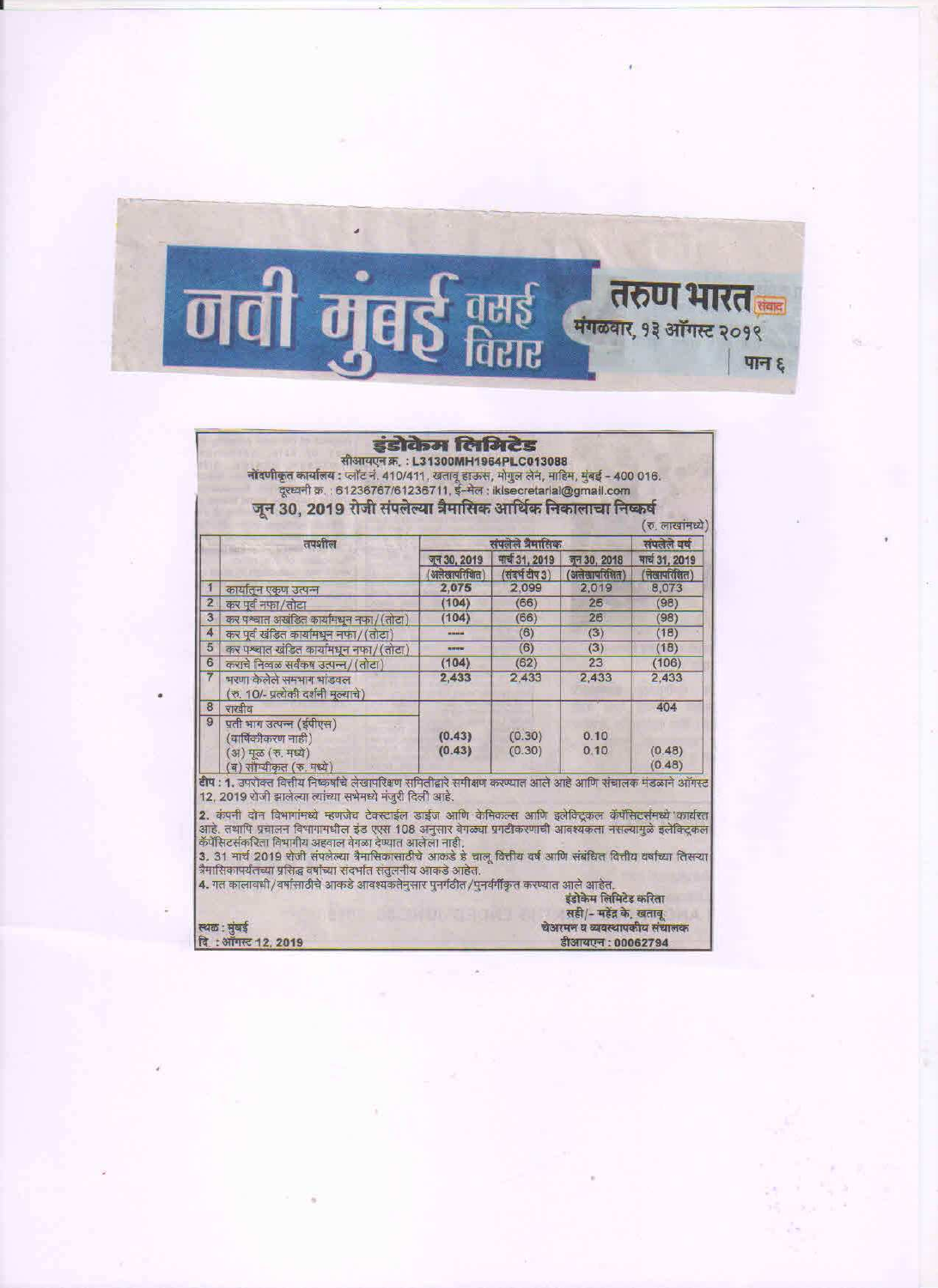नवी मुंबई वसई विरार

तरुण भारत संवाद

मंगळवार, १३ ऑगस्ट २०१९

पान ६

# इंडोकेम लिमिटेड

सीआयएन क्र. : L31300MH1964PLC013088

नोंदणीकृत कार्यालय : प्लॉट नं. 410/411, खतावू हाऊस, मोगुल लेन, माहिम, मुंबई - 400 016.

दूरध्वनी क्र. : 61236767/61236711, ई-मेल : iklsecretarial@gmail.com

## जून 30, 2019 रोजी संपलेल्या त्रैमासिक आर्थिक निकालाचा निष्कर्ष

(रु. लाखांमध्ये)

| | तपशील | संपलेले त्रैमासिक | | | संपलेले वर्ष |
|---|---|---|---|---|---|
| | | जून 30, 2019 (अलेखापरिक्षित) | मार्च 31, 2019 (संदर्भ टीप 3) | जून 30, 2018 (अलेखापरिक्षित) | मार्च 31, 2019 (लेखापरिक्षित) |
| 1 | कार्यातून एकूण उत्पन्न | 2,075 | 2,099 | 2,019 | 8,073 |
| 2 | कर पूर्व नफा/तोटा | (104) | (66) | 26 | (98) |
| 3 | कर पश्चात अखंडित कार्यामधून नफा/(तोटा) | (104) | (66) | 26 | (98) |
| 4 | कर पूर्व खंडित कार्यामधून नफा/(तोटा) | ---- | (6) | (3) | (18) |
| 5 | कर पश्चात खंडित कार्यामधून नफा/(तोटा) | ---- | (6) | (3) | (18) |
| 6 | कराचे निव्वळ सर्वंकष उत्पन्न/(तोटा) | (104) | (62) | 23 | (106) |
| 7 | भरणा केलेले समभाग भांडवल (रु. 10/- प्रत्येकी दर्शनी मूल्याचे) | 2,433 | 2,433 | 2,433 | 2,433 |
| 8 | राखीव | | | | 404 |
| 9 | प्रती भाग उत्पन्न (ईपीएस) (वार्षिकीकरण नाही) (अ) मूळ (रु. मध्ये) (ब) सौम्यीकृत (रु. मध्ये) | (0.43) (0.43) | (0.30) (0.30) | 0.10 0.10 | (0.48) (0.48) |

टीप : 1. उपरोक्त वित्तीय निष्कर्षांचे लेखापरिक्षण समितीद्वारे समीक्षण करण्यात आले आहे आणि संचालक मंडळाने ऑगस्ट 12, 2019 रोजी झालेल्या त्यांच्या सभेमध्ये मंजुरी दिली आहे.

2. कंपनी दोन विभागांमध्ये म्हणजेच टेक्स्टाईल डाईज आणि केमिकल्स आणि इलेक्ट्रिकल कॅपॅसिटर्समध्ये कार्यरत आहे. तथापि प्रचालन विभागामधील इंड एएस 108 अनुसार वेगळ्या प्रगटीकरणाची आवश्यकता नसल्यामुळे इलेक्ट्रिकल कॅपॅसिटर्सकरिता विभागीय अहवाल वेगळा देण्यात आलेला नाही.

3. 31 मार्च 2019 रोजी संपलेल्या त्रैमासिकासाठीचे आकडे हे चालू वित्तीय वर्ष आणि संबंधित वित्तीय वर्षाच्या तिसऱ्या त्रैमासिकापर्यंतच्या प्रसिद्ध वर्षाच्या संदर्भात संतुलनीय आकडे आहेत.

4. गत कालावधी/वर्षासाठीचे आकडे आवश्यकतेनुसार पुनर्गठीत/पुनर्वर्गीकृत करण्यात आले आहेत.

इंडोकेम लिमिटेड करिता

सही/- महेंद्र के. खतावू

चेअरमन व व्यवस्थापकीय संचालक

डीआयएन : 00062794

स्थळ : मुंबई

दि : ऑगस्ट 12, 2019